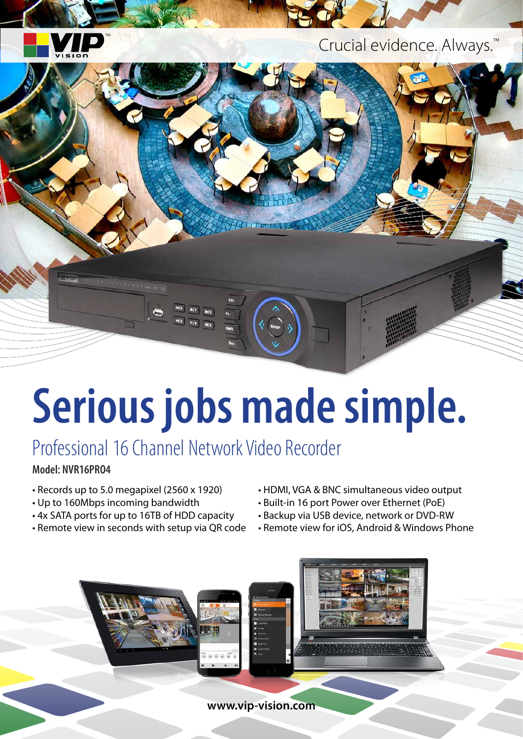VIP VISION

Crucial evidence. Always.™

# Serious jobs made simple.

## Professional 16 Channel Network Video Recorder

**Model: NVR16PRO4**

- Records up to 5.0 megapixel (2560 x 1920)
- Up to 160Mbps incoming bandwidth
- 4x SATA ports for up to 16TB of HDD capacity
- Remote view in seconds with setup via QR code
- HDMI, VGA & BNC simultaneous video output
- Built-in 16 port Power over Ethernet (PoE)
- Backup via USB device, network or DVD-RW
- Remote view for iOS, Android & Windows Phone

**www.vip-vision.com**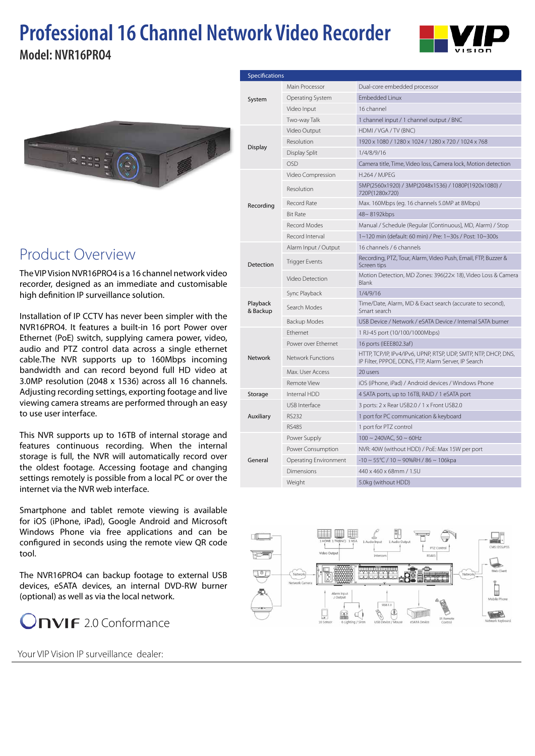# Professional 16 Channel Network Video Recorder

## Model: NVR16PRO4

## Product Overview

The VIP Vision NVR16PRO4 is a 16 channel network video recorder, designed as an immediate and customisable high definition IP surveillance solution.

Installation of IP CCTV has never been simpler with the NVR16PRO4. It features a built-in 16 port Power over Ethernet (PoE) switch, supplying camera power, video, audio and PTZ control data across a single ethernet cable.The NVR supports up to 160Mbps incoming bandwidth and can record beyond full HD video at 3.0MP resolution (2048 x 1536) across all 16 channels. Adjusting recording settings, exporting footage and live viewing camera streams are performed through an easy to use user interface.

This NVR supports up to 16TB of internal storage and features continuous recording. When the internal storage is full, the NVR will automatically record over the oldest footage. Accessing footage and changing settings remotely is possible from a local PC or over the internet via the NVR web interface.

Smartphone and tablet remote viewing is available for iOS (iPhone, iPad), Google Android and Microsoft Windows Phone via free applications and can be configured in seconds using the remote view QR code tool.

The NVR16PRO4 can backup footage to external USB devices, eSATA devices, an internal DVD-RW burner (optional) as well as via the local network.

ONVIF 2.0 Conformance

| Specifications | | |
|---|---|---|
| System | Main Processor | Dual-core embedded processor |
| | Operating System | Embedded Linux |
| | Video Input | 16 channel |
| | Two-way Talk | 1 channel input / 1 channel output / BNC |
| Display | Video Output | HDMI / VGA / TV (BNC) |
| | Resolution | 1920 x 1080 / 1280 x 1024 / 1280 x 720 / 1024 x 768 |
| | Display Split | 1/4/8/9/16 |
| | OSD | Camera title, Time, Video loss, Camera lock, Motion detection |
| Recording | Video Compression | H.264 / MJPEG |
| | Resolution | 5MP(2560x1920) / 3MP(2048x1536) / 1080P(1920x1080) / 720P(1280x720) |
| | Record Rate | Max. 160Mbps (eg. 16 channels 5.0MP at 8Mbps) |
| | Bit Rate | 48~ 8192kbps |
| | Record Modes | Manual / Schedule (Regular [Continuous], MD, Alarm) / Stop |
| | Record Interval | 1~120 min (default: 60 min) / Pre: 1~30s / Post: 10~300s |
| Detection | Alarm Input / Output | 16 channels / 6 channels |
| | Trigger Events | Recording, PTZ, Tour, Alarm, Video Push, Email, FTP, Buzzer & Screen tips |
| | Video Detection | Motion Detection, MD Zones: 396(22x 18), Video Loss & Camera Blank |
| Playback & Backup | Sync Playback | 1/4/9/16 |
| | Search Modes | Time/Date, Alarm, MD & Exact search (accurate to second), Smart search |
| | Backup Modes | USB Device / Network / eSATA Device / Internal SATA burner |
| Network | Ethernet | 1 RJ-45 port (10/100/1000Mbps) |
| | Power over Ethernet | 16 ports (IEEE802.3af) |
| | Network Functions | HTTP, TCP/IP, IPv4/IPv6, UPNP, RTSP, UDP, SMTP, NTP, DHCP, DNS, IP Filter, PPPOE, DDNS, FTP, Alarm Server, IP Search |
| | Max. User Access | 20 users |
| | Remote View | iOS (iPhone, iPad) / Android devices / Windows Phone |
| Storage | Internal HDD | 4 SATA ports, up to 16TB, RAID / 1 eSATA port |
| Auxiliary | USB Interface | 3 ports: 2 x Rear USB2.0 / 1 x Front USB2.0 |
| | RS232 | 1 port for PC communication & keyboard |
| | RS485 | 1 port for PTZ control |
| General | Power Supply | 100 ~ 240VAC, 50 ~ 60Hz |
| | Power Consumption | NVR: 40W (without HDD) / PoE: Max 15W per port |
| | Operating Environment | -10 ~ 55°C / 10 ~ 90%RH / 86 ~ 106kpa |
| | Dimensions | 440 x 460 x 68mm / 1.5U |
| | Weight | 5.0kg (without HDD) |

1 HDMI 1 TV(BNC) 1 VGA
Video Output
1 Audio Input
1 Audio Output
Intercom
PTZ Control
RS485
CMS: DSS/PSS
Network
Network Camera
Network
Web Client
Mobile Phone
Network Keyboard
Alarm Input / Output
USB X 3
16 Sensor
6 Lighting / Siren
USB Device / Mouse
eSATA Device
IR Remote Control

Your VIP Vision IP surveillance dealer: